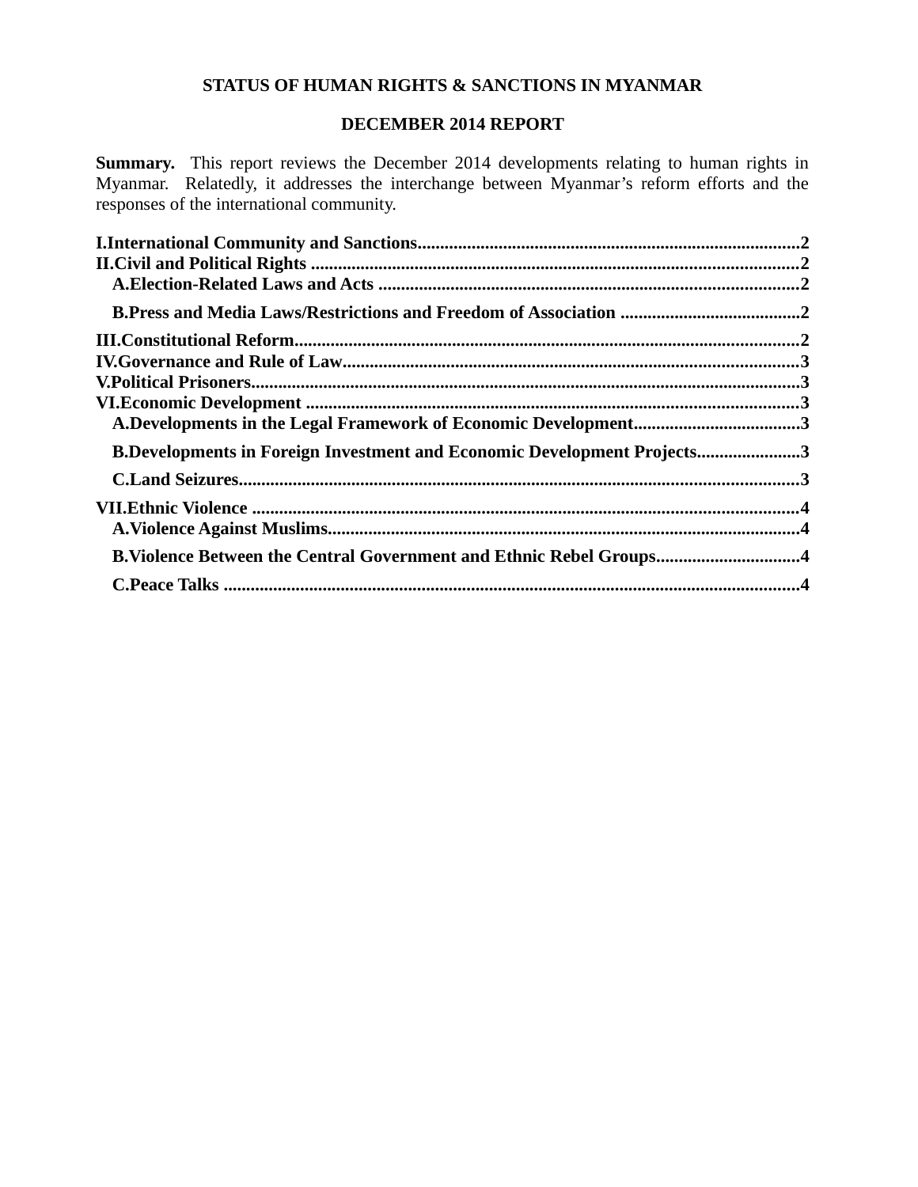**STATUS OF HUMAN RIGHTS & SANCTIONS IN MYANMAR**

**DECEMBER 2014 REPORT**

**Summary.** This report reviews the December 2014 developments relating to human rights in Myanmar. Relatedly, it addresses the interchange between Myanmar's reform efforts and the responses of the international community.

**I. International Community and Sanctions** .......... 2
**II. Civil and Political Rights** .......... 2
- **A. Election-Related Laws and Acts** .......... 2
- **B. Press and Media Laws/Restrictions and Freedom of Association** .......... 2

**III. Constitutional Reform** .......... 2
**IV. Governance and Rule of Law** .......... 3
**V. Political Prisoners** .......... 3
**VI. Economic Development** .......... 3
- **A. Developments in the Legal Framework of Economic Development** .......... 3
- **B. Developments in Foreign Investment and Economic Development Projects** .......... 3
- **C. Land Seizures** .......... 3

**VII. Ethnic Violence** .......... 4
- **A. Violence Against Muslims** .......... 4
- **B. Violence Between the Central Government and Ethnic Rebel Groups** .......... 4
- **C. Peace Talks** .......... 4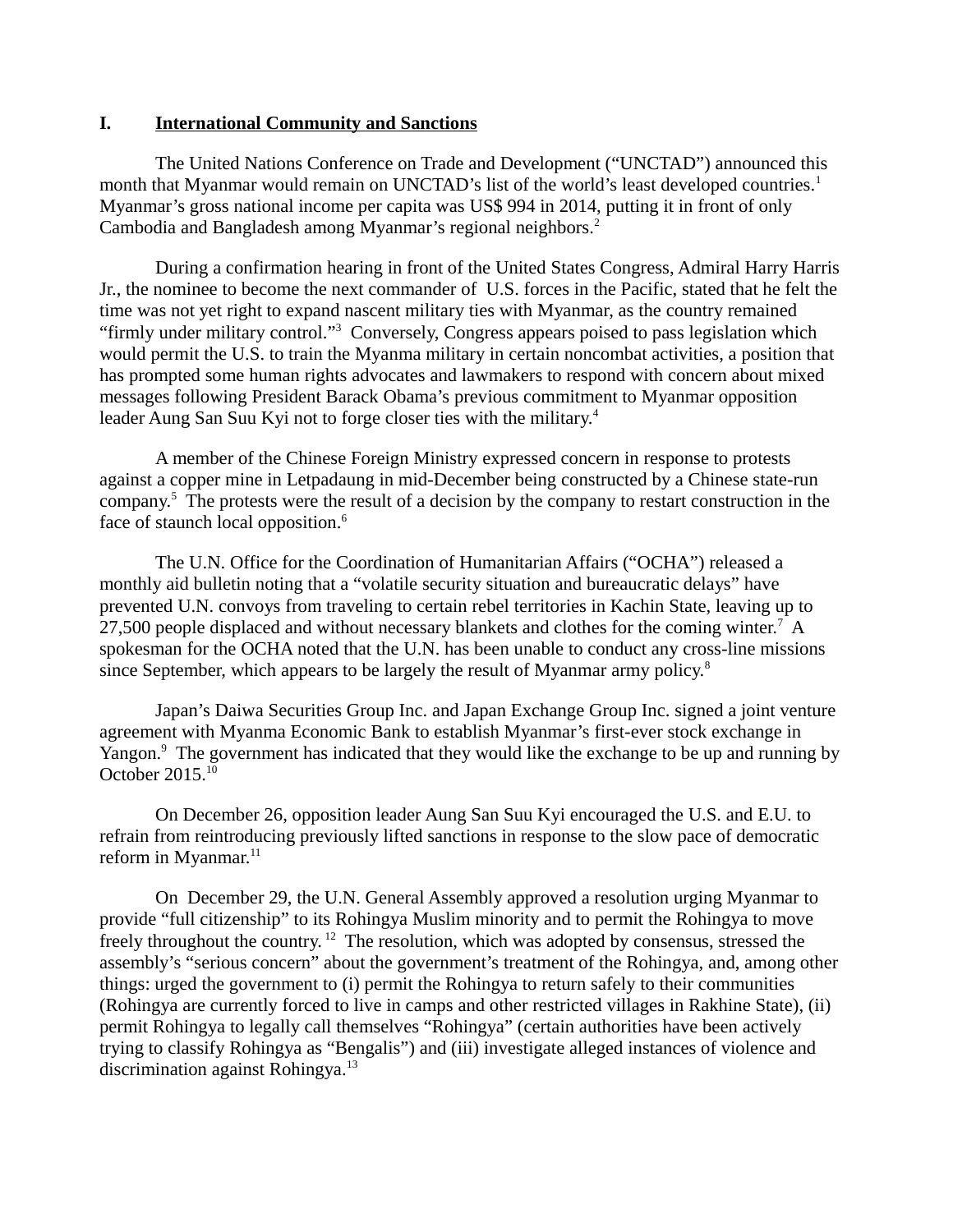## I. International Community and Sanctions

The United Nations Conference on Trade and Development ("UNCTAD") announced this month that Myanmar would remain on UNCTAD's list of the world's least developed countries.[1] Myanmar's gross national income per capita was US$ 994 in 2014, putting it in front of only Cambodia and Bangladesh among Myanmar's regional neighbors.[2]

During a confirmation hearing in front of the United States Congress, Admiral Harry Harris Jr., the nominee to become the next commander of U.S. forces in the Pacific, stated that he felt the time was not yet right to expand nascent military ties with Myanmar, as the country remained "firmly under military control."[3] Conversely, Congress appears poised to pass legislation which would permit the U.S. to train the Myanma military in certain noncombat activities, a position that has prompted some human rights advocates and lawmakers to respond with concern about mixed messages following President Barack Obama's previous commitment to Myanmar opposition leader Aung San Suu Kyi not to forge closer ties with the military.[4]

A member of the Chinese Foreign Ministry expressed concern in response to protests against a copper mine in Letpadaung in mid-December being constructed by a Chinese state-run company.[5] The protests were the result of a decision by the company to restart construction in the face of staunch local opposition.[6]

The U.N. Office for the Coordination of Humanitarian Affairs ("OCHA") released a monthly aid bulletin noting that a "volatile security situation and bureaucratic delays" have prevented U.N. convoys from traveling to certain rebel territories in Kachin State, leaving up to 27,500 people displaced and without necessary blankets and clothes for the coming winter.[7] A spokesman for the OCHA noted that the U.N. has been unable to conduct any cross-line missions since September, which appears to be largely the result of Myanmar army policy.[8]

Japan's Daiwa Securities Group Inc. and Japan Exchange Group Inc. signed a joint venture agreement with Myanma Economic Bank to establish Myanmar's first-ever stock exchange in Yangon.[9] The government has indicated that they would like the exchange to be up and running by October 2015.[10]

On December 26, opposition leader Aung San Suu Kyi encouraged the U.S. and E.U. to refrain from reintroducing previously lifted sanctions in response to the slow pace of democratic reform in Myanmar.[11]

On December 29, the U.N. General Assembly approved a resolution urging Myanmar to provide "full citizenship" to its Rohingya Muslim minority and to permit the Rohingya to move freely throughout the country.[12] The resolution, which was adopted by consensus, stressed the assembly's "serious concern" about the government's treatment of the Rohingya, and, among other things: urged the government to (i) permit the Rohingya to return safely to their communities (Rohingya are currently forced to live in camps and other restricted villages in Rakhine State), (ii) permit Rohingya to legally call themselves "Rohingya" (certain authorities have been actively trying to classify Rohingya as "Bengalis") and (iii) investigate alleged instances of violence and discrimination against Rohingya.[13]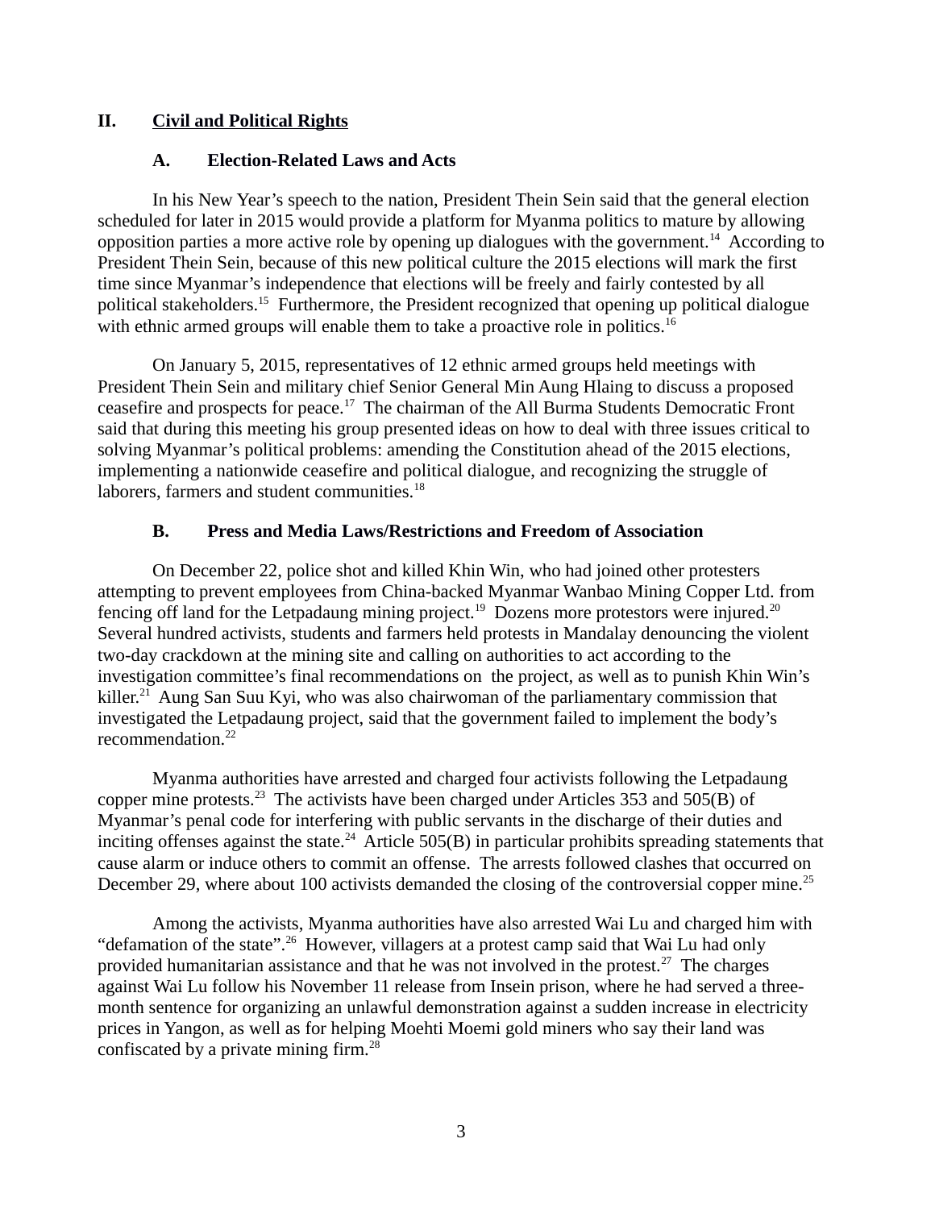## II. Civil and Political Rights

### A. Election-Related Laws and Acts

In his New Year's speech to the nation, President Thein Sein said that the general election scheduled for later in 2015 would provide a platform for Myanma politics to mature by allowing opposition parties a more active role by opening up dialogues with the government.[14] According to President Thein Sein, because of this new political culture the 2015 elections will mark the first time since Myanmar's independence that elections will be freely and fairly contested by all political stakeholders.[15] Furthermore, the President recognized that opening up political dialogue with ethnic armed groups will enable them to take a proactive role in politics.[16]

On January 5, 2015, representatives of 12 ethnic armed groups held meetings with President Thein Sein and military chief Senior General Min Aung Hlaing to discuss a proposed ceasefire and prospects for peace.[17] The chairman of the All Burma Students Democratic Front said that during this meeting his group presented ideas on how to deal with three issues critical to solving Myanmar's political problems: amending the Constitution ahead of the 2015 elections, implementing a nationwide ceasefire and political dialogue, and recognizing the struggle of laborers, farmers and student communities.[18]

### B. Press and Media Laws/Restrictions and Freedom of Association

On December 22, police shot and killed Khin Win, who had joined other protesters attempting to prevent employees from China-backed Myanmar Wanbao Mining Copper Ltd. from fencing off land for the Letpadaung mining project.[19] Dozens more protestors were injured.[20] Several hundred activists, students and farmers held protests in Mandalay denouncing the violent two-day crackdown at the mining site and calling on authorities to act according to the investigation committee's final recommendations on the project, as well as to punish Khin Win's killer.[21] Aung San Suu Kyi, who was also chairwoman of the parliamentary commission that investigated the Letpadaung project, said that the government failed to implement the body's recommendation.[22]

Myanma authorities have arrested and charged four activists following the Letpadaung copper mine protests.[23] The activists have been charged under Articles 353 and 505(B) of Myanmar's penal code for interfering with public servants in the discharge of their duties and inciting offenses against the state.[24] Article 505(B) in particular prohibits spreading statements that cause alarm or induce others to commit an offense. The arrests followed clashes that occurred on December 29, where about 100 activists demanded the closing of the controversial copper mine.[25]

Among the activists, Myanma authorities have also arrested Wai Lu and charged him with "defamation of the state".[26] However, villagers at a protest camp said that Wai Lu had only provided humanitarian assistance and that he was not involved in the protest.[27] The charges against Wai Lu follow his November 11 release from Insein prison, where he had served a three-month sentence for organizing an unlawful demonstration against a sudden increase in electricity prices in Yangon, as well as for helping Moehti Moemi gold miners who say their land was confiscated by a private mining firm.[28]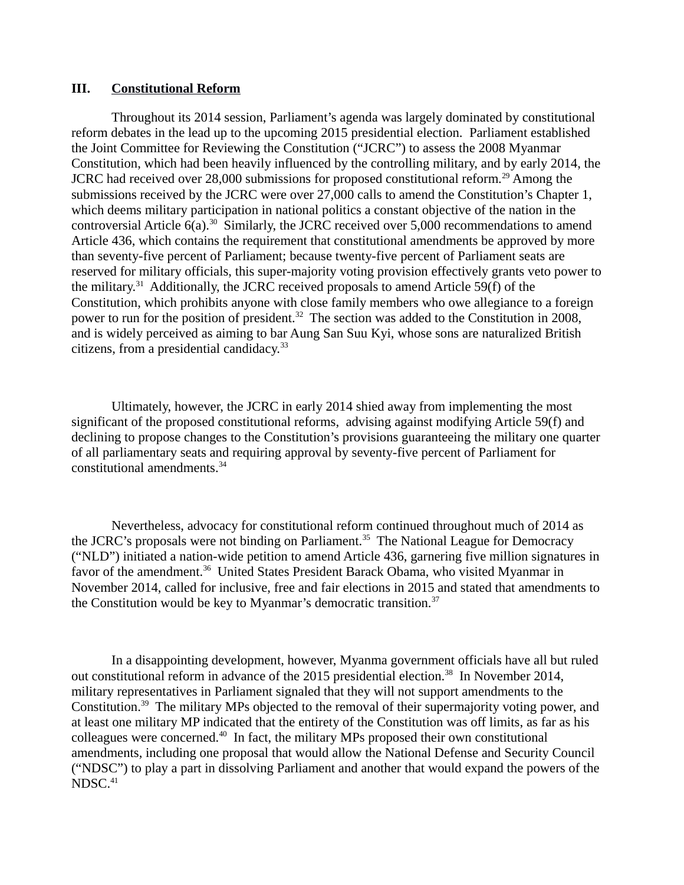## III. Constitutional Reform

Throughout its 2014 session, Parliament's agenda was largely dominated by constitutional reform debates in the lead up to the upcoming 2015 presidential election. Parliament established the Joint Committee for Reviewing the Constitution ("JCRC") to assess the 2008 Myanmar Constitution, which had been heavily influenced by the controlling military, and by early 2014, the JCRC had received over 28,000 submissions for proposed constitutional reform.[29] Among the submissions received by the JCRC were over 27,000 calls to amend the Constitution's Chapter 1, which deems military participation in national politics a constant objective of the nation in the controversial Article 6(a).[30] Similarly, the JCRC received over 5,000 recommendations to amend Article 436, which contains the requirement that constitutional amendments be approved by more than seventy-five percent of Parliament; because twenty-five percent of Parliament seats are reserved for military officials, this super-majority voting provision effectively grants veto power to the military.[31] Additionally, the JCRC received proposals to amend Article 59(f) of the Constitution, which prohibits anyone with close family members who owe allegiance to a foreign power to run for the position of president.[32] The section was added to the Constitution in 2008, and is widely perceived as aiming to bar Aung San Suu Kyi, whose sons are naturalized British citizens, from a presidential candidacy.[33]

Ultimately, however, the JCRC in early 2014 shied away from implementing the most significant of the proposed constitutional reforms, advising against modifying Article 59(f) and declining to propose changes to the Constitution's provisions guaranteeing the military one quarter of all parliamentary seats and requiring approval by seventy-five percent of Parliament for constitutional amendments.[34]

Nevertheless, advocacy for constitutional reform continued throughout much of 2014 as the JCRC's proposals were not binding on Parliament.[35] The National League for Democracy ("NLD") initiated a nation-wide petition to amend Article 436, garnering five million signatures in favor of the amendment.[36] United States President Barack Obama, who visited Myanmar in November 2014, called for inclusive, free and fair elections in 2015 and stated that amendments to the Constitution would be key to Myanmar's democratic transition.[37]

In a disappointing development, however, Myanma government officials have all but ruled out constitutional reform in advance of the 2015 presidential election.[38] In November 2014, military representatives in Parliament signaled that they will not support amendments to the Constitution.[39] The military MPs objected to the removal of their supermajority voting power, and at least one military MP indicated that the entirety of the Constitution was off limits, as far as his colleagues were concerned.[40] In fact, the military MPs proposed their own constitutional amendments, including one proposal that would allow the National Defense and Security Council ("NDSC") to play a part in dissolving Parliament and another that would expand the powers of the NDSC.[41]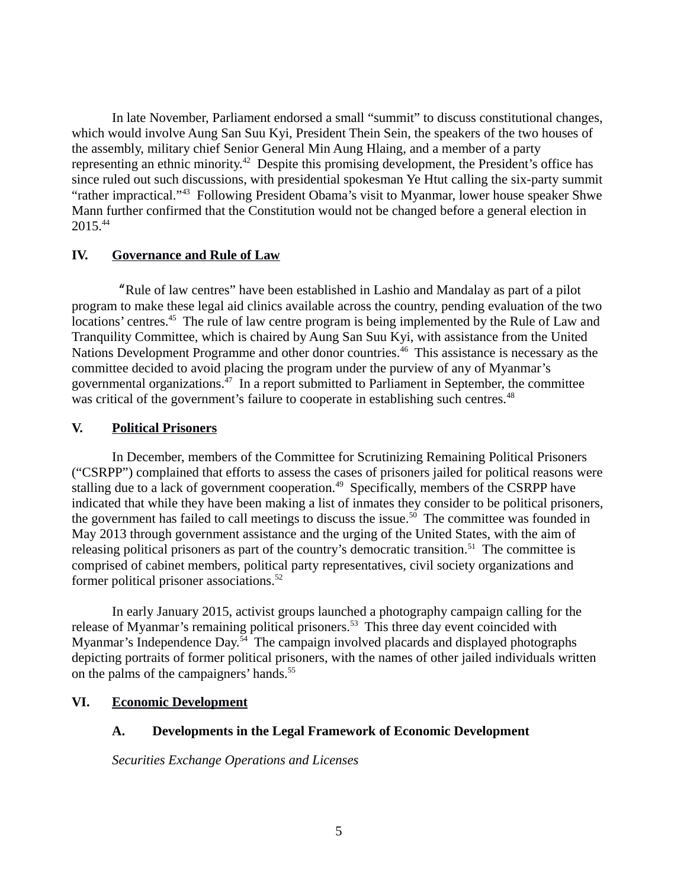In late November, Parliament endorsed a small "summit" to discuss constitutional changes, which would involve Aung San Suu Kyi, President Thein Sein, the speakers of the two houses of the assembly, military chief Senior General Min Aung Hlaing, and a member of a party representing an ethnic minority.[42] Despite this promising development, the President's office has since ruled out such discussions, with presidential spokesman Ye Htut calling the six-party summit "rather impractical."[43] Following President Obama's visit to Myanmar, lower house speaker Shwe Mann further confirmed that the Constitution would not be changed before a general election in 2015.[44]

## IV. Governance and Rule of Law

"Rule of law centres" have been established in Lashio and Mandalay as part of a pilot program to make these legal aid clinics available across the country, pending evaluation of the two locations' centres.[45] The rule of law centre program is being implemented by the Rule of Law and Tranquility Committee, which is chaired by Aung San Suu Kyi, with assistance from the United Nations Development Programme and other donor countries.[46] This assistance is necessary as the committee decided to avoid placing the program under the purview of any of Myanmar's governmental organizations.[47] In a report submitted to Parliament in September, the committee was critical of the government's failure to cooperate in establishing such centres.[48]

## V. Political Prisoners

In December, members of the Committee for Scrutinizing Remaining Political Prisoners ("CSRPP") complained that efforts to assess the cases of prisoners jailed for political reasons were stalling due to a lack of government cooperation.[49] Specifically, members of the CSRPP have indicated that while they have been making a list of inmates they consider to be political prisoners, the government has failed to call meetings to discuss the issue.[50] The committee was founded in May 2013 through government assistance and the urging of the United States, with the aim of releasing political prisoners as part of the country's democratic transition.[51] The committee is comprised of cabinet members, political party representatives, civil society organizations and former political prisoner associations.[52]

In early January 2015, activist groups launched a photography campaign calling for the release of Myanmar's remaining political prisoners.[53] This three day event coincided with Myanmar's Independence Day.[54] The campaign involved placards and displayed photographs depicting portraits of former political prisoners, with the names of other jailed individuals written on the palms of the campaigners' hands.[55]

## VI. Economic Development

### A. Developments in the Legal Framework of Economic Development

*Securities Exchange Operations and Licenses*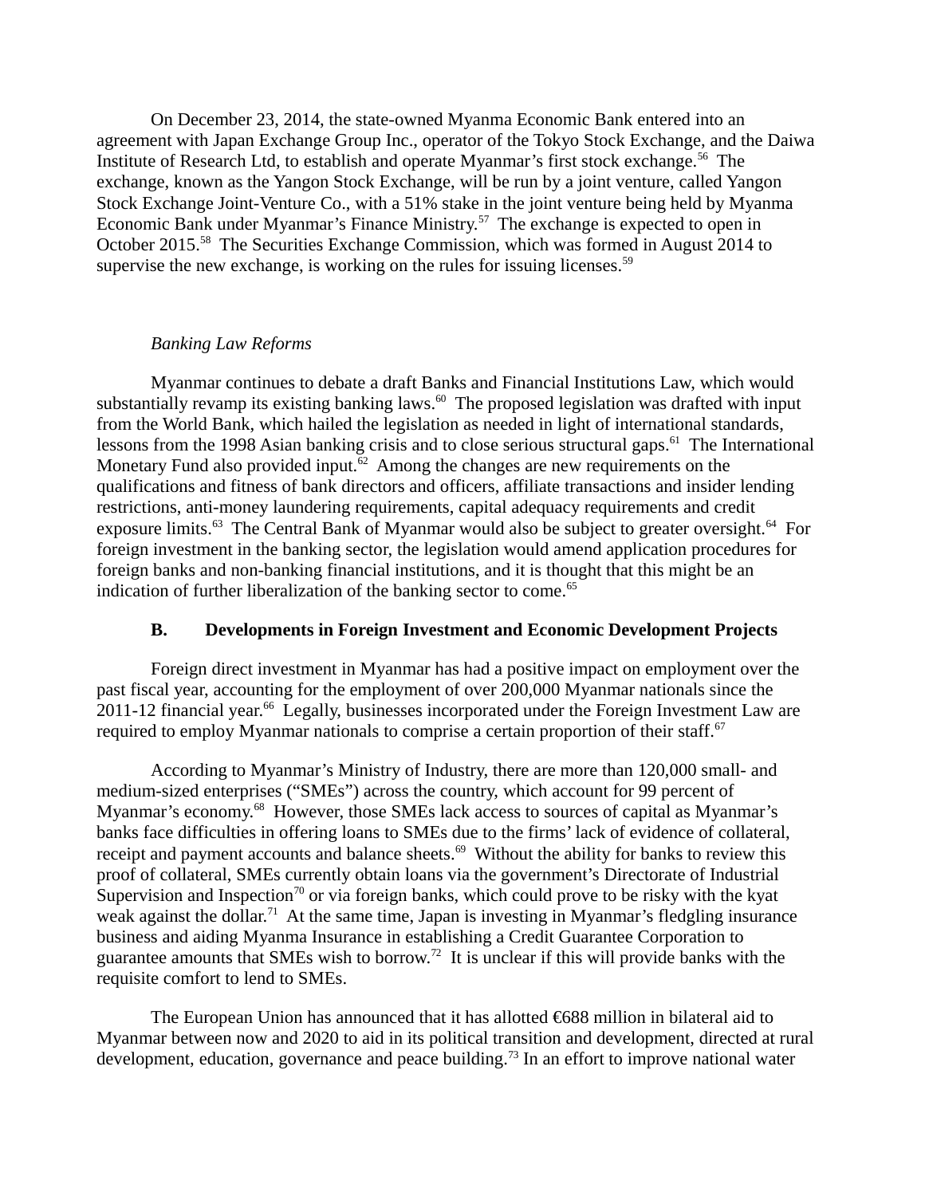On December 23, 2014, the state-owned Myanma Economic Bank entered into an agreement with Japan Exchange Group Inc., operator of the Tokyo Stock Exchange, and the Daiwa Institute of Research Ltd, to establish and operate Myanmar's first stock exchange.[56] The exchange, known as the Yangon Stock Exchange, will be run by a joint venture, called Yangon Stock Exchange Joint-Venture Co., with a 51% stake in the joint venture being held by Myanma Economic Bank under Myanmar's Finance Ministry.[57] The exchange is expected to open in October 2015.[58] The Securities Exchange Commission, which was formed in August 2014 to supervise the new exchange, is working on the rules for issuing licenses.[59]

*Banking Law Reforms*

Myanmar continues to debate a draft Banks and Financial Institutions Law, which would substantially revamp its existing banking laws.[60] The proposed legislation was drafted with input from the World Bank, which hailed the legislation as needed in light of international standards, lessons from the 1998 Asian banking crisis and to close serious structural gaps.[61] The International Monetary Fund also provided input.[62] Among the changes are new requirements on the qualifications and fitness of bank directors and officers, affiliate transactions and insider lending restrictions, anti-money laundering requirements, capital adequacy requirements and credit exposure limits.[63] The Central Bank of Myanmar would also be subject to greater oversight.[64] For foreign investment in the banking sector, the legislation would amend application procedures for foreign banks and non-banking financial institutions, and it is thought that this might be an indication of further liberalization of the banking sector to come.[65]

### B. Developments in Foreign Investment and Economic Development Projects

Foreign direct investment in Myanmar has had a positive impact on employment over the past fiscal year, accounting for the employment of over 200,000 Myanmar nationals since the 2011-12 financial year.[66] Legally, businesses incorporated under the Foreign Investment Law are required to employ Myanmar nationals to comprise a certain proportion of their staff.[67]

According to Myanmar's Ministry of Industry, there are more than 120,000 small- and medium-sized enterprises ("SMEs") across the country, which account for 99 percent of Myanmar's economy.[68] However, those SMEs lack access to sources of capital as Myanmar's banks face difficulties in offering loans to SMEs due to the firms' lack of evidence of collateral, receipt and payment accounts and balance sheets.[69] Without the ability for banks to review this proof of collateral, SMEs currently obtain loans via the government's Directorate of Industrial Supervision and Inspection[70] or via foreign banks, which could prove to be risky with the kyat weak against the dollar.[71] At the same time, Japan is investing in Myanmar's fledgling insurance business and aiding Myanma Insurance in establishing a Credit Guarantee Corporation to guarantee amounts that SMEs wish to borrow.[72] It is unclear if this will provide banks with the requisite comfort to lend to SMEs.

The European Union has announced that it has allotted €688 million in bilateral aid to Myanmar between now and 2020 to aid in its political transition and development, directed at rural development, education, governance and peace building.[73] In an effort to improve national water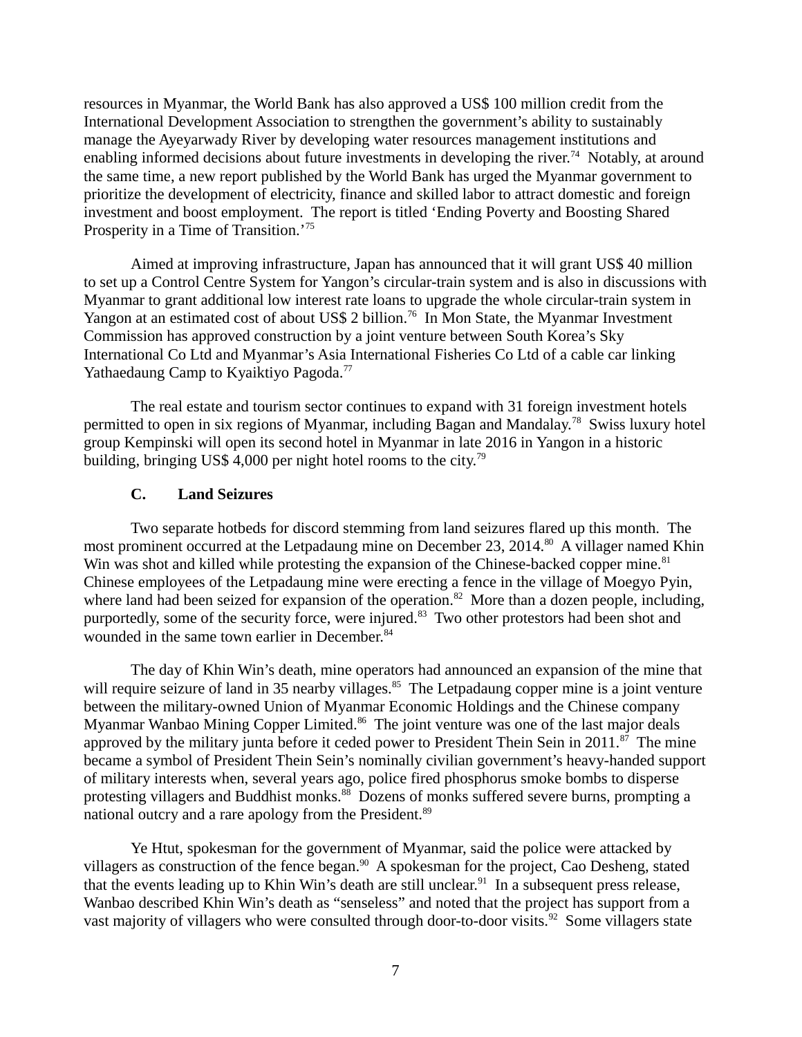resources in Myanmar, the World Bank has also approved a US$ 100 million credit from the International Development Association to strengthen the government's ability to sustainably manage the Ayeyarwady River by developing water resources management institutions and enabling informed decisions about future investments in developing the river.[74] Notably, at around the same time, a new report published by the World Bank has urged the Myanmar government to prioritize the development of electricity, finance and skilled labor to attract domestic and foreign investment and boost employment. The report is titled 'Ending Poverty and Boosting Shared Prosperity in a Time of Transition.'[75]

Aimed at improving infrastructure, Japan has announced that it will grant US$ 40 million to set up a Control Centre System for Yangon's circular-train system and is also in discussions with Myanmar to grant additional low interest rate loans to upgrade the whole circular-train system in Yangon at an estimated cost of about US$ 2 billion.[76] In Mon State, the Myanmar Investment Commission has approved construction by a joint venture between South Korea's Sky International Co Ltd and Myanmar's Asia International Fisheries Co Ltd of a cable car linking Yathaedaung Camp to Kyaiktiyo Pagoda.[77]

The real estate and tourism sector continues to expand with 31 foreign investment hotels permitted to open in six regions of Myanmar, including Bagan and Mandalay.[78] Swiss luxury hotel group Kempinski will open its second hotel in Myanmar in late 2016 in Yangon in a historic building, bringing US$ 4,000 per night hotel rooms to the city.[79]

### C. Land Seizures

Two separate hotbeds for discord stemming from land seizures flared up this month. The most prominent occurred at the Letpadaung mine on December 23, 2014.[80] A villager named Khin Win was shot and killed while protesting the expansion of the Chinese-backed copper mine.[81] Chinese employees of the Letpadaung mine were erecting a fence in the village of Moegyo Pyin, where land had been seized for expansion of the operation.[82] More than a dozen people, including, purportedly, some of the security force, were injured.[83] Two other protestors had been shot and wounded in the same town earlier in December.[84]

The day of Khin Win's death, mine operators had announced an expansion of the mine that will require seizure of land in 35 nearby villages.[85] The Letpadaung copper mine is a joint venture between the military-owned Union of Myanmar Economic Holdings and the Chinese company Myanmar Wanbao Mining Copper Limited.[86] The joint venture was one of the last major deals approved by the military junta before it ceded power to President Thein Sein in 2011.[87] The mine became a symbol of President Thein Sein's nominally civilian government's heavy-handed support of military interests when, several years ago, police fired phosphorus smoke bombs to disperse protesting villagers and Buddhist monks.[88] Dozens of monks suffered severe burns, prompting a national outcry and a rare apology from the President.[89]

Ye Htut, spokesman for the government of Myanmar, said the police were attacked by villagers as construction of the fence began.[90] A spokesman for the project, Cao Desheng, stated that the events leading up to Khin Win's death are still unclear.[91] In a subsequent press release, Wanbao described Khin Win's death as "senseless" and noted that the project has support from a vast majority of villagers who were consulted through door-to-door visits.[92] Some villagers state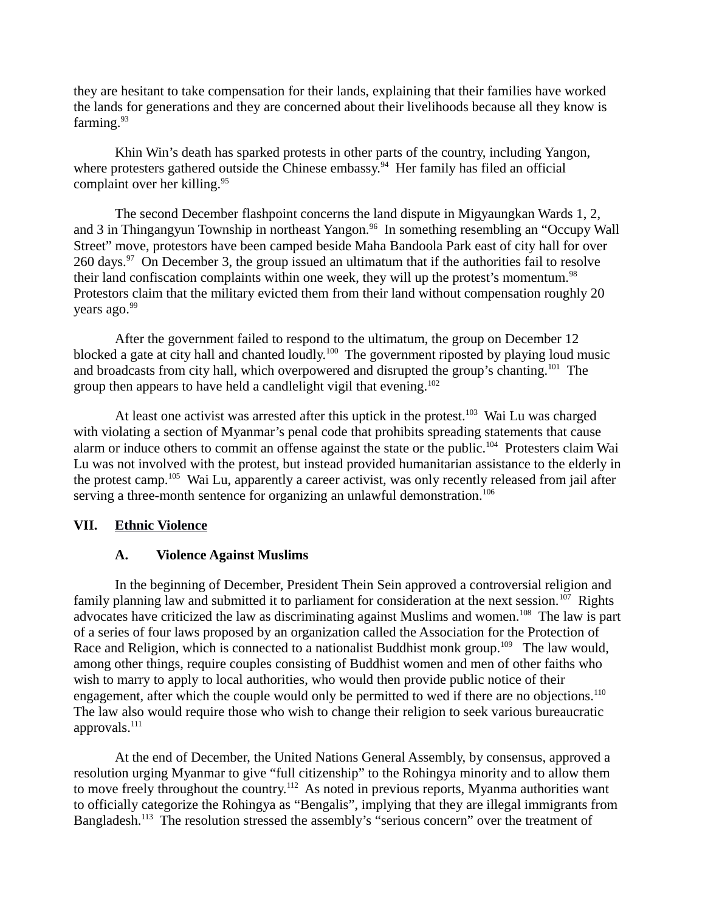they are hesitant to take compensation for their lands, explaining that their families have worked the lands for generations and they are concerned about their livelihoods because all they know is farming.[93]

Khin Win's death has sparked protests in other parts of the country, including Yangon, where protesters gathered outside the Chinese embassy.[94] Her family has filed an official complaint over her killing.[95]

The second December flashpoint concerns the land dispute in Migyaungkan Wards 1, 2, and 3 in Thingangyun Township in northeast Yangon.[96] In something resembling an "Occupy Wall Street" move, protestors have been camped beside Maha Bandoola Park east of city hall for over 260 days.[97] On December 3, the group issued an ultimatum that if the authorities fail to resolve their land confiscation complaints within one week, they will up the protest's momentum.[98] Protestors claim that the military evicted them from their land without compensation roughly 20 years ago.[99]

After the government failed to respond to the ultimatum, the group on December 12 blocked a gate at city hall and chanted loudly.[100] The government riposted by playing loud music and broadcasts from city hall, which overpowered and disrupted the group's chanting.[101] The group then appears to have held a candlelight vigil that evening.[102]

At least one activist was arrested after this uptick in the protest.[103] Wai Lu was charged with violating a section of Myanmar's penal code that prohibits spreading statements that cause alarm or induce others to commit an offense against the state or the public.[104] Protesters claim Wai Lu was not involved with the protest, but instead provided humanitarian assistance to the elderly in the protest camp.[105] Wai Lu, apparently a career activist, was only recently released from jail after serving a three-month sentence for organizing an unlawful demonstration.[106]

## VII. <u>Ethnic Violence</u>

### A. Violence Against Muslims

In the beginning of December, President Thein Sein approved a controversial religion and family planning law and submitted it to parliament for consideration at the next session.[107] Rights advocates have criticized the law as discriminating against Muslims and women.[108] The law is part of a series of four laws proposed by an organization called the Association for the Protection of Race and Religion, which is connected to a nationalist Buddhist monk group.[109] The law would, among other things, require couples consisting of Buddhist women and men of other faiths who wish to marry to apply to local authorities, who would then provide public notice of their engagement, after which the couple would only be permitted to wed if there are no objections.[110] The law also would require those who wish to change their religion to seek various bureaucratic approvals.[111]

At the end of December, the United Nations General Assembly, by consensus, approved a resolution urging Myanmar to give "full citizenship" to the Rohingya minority and to allow them to move freely throughout the country.[112] As noted in previous reports, Myanma authorities want to officially categorize the Rohingya as "Bengalis", implying that they are illegal immigrants from Bangladesh.[113] The resolution stressed the assembly's "serious concern" over the treatment of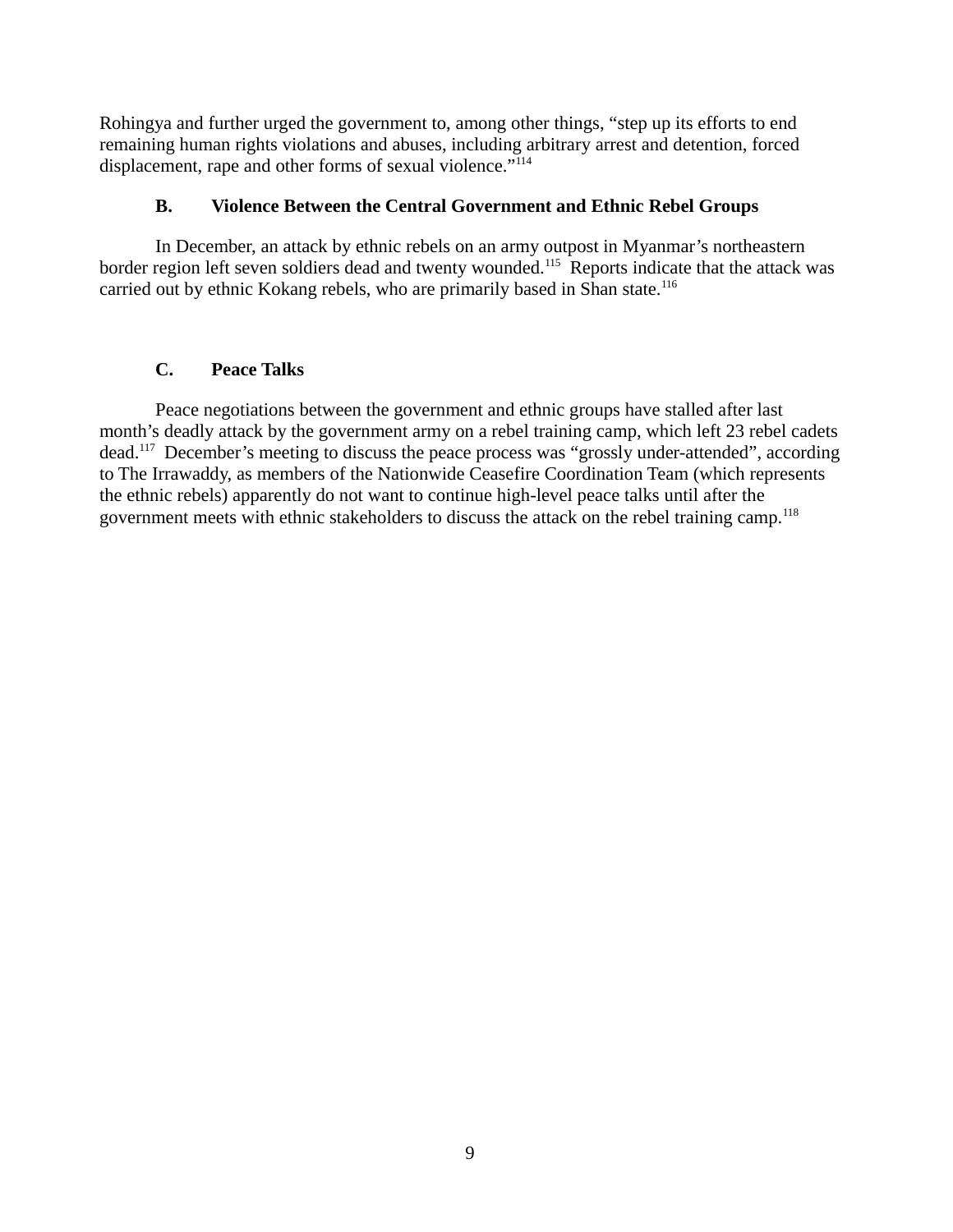Rohingya and further urged the government to, among other things, “step up its efforts to end remaining human rights violations and abuses, including arbitrary arrest and detention, forced displacement, rape and other forms of sexual violence.”[114]

### B. Violence Between the Central Government and Ethnic Rebel Groups

In December, an attack by ethnic rebels on an army outpost in Myanmar’s northeastern border region left seven soldiers dead and twenty wounded.[115] Reports indicate that the attack was carried out by ethnic Kokang rebels, who are primarily based in Shan state.[116]

### C. Peace Talks

Peace negotiations between the government and ethnic groups have stalled after last month’s deadly attack by the government army on a rebel training camp, which left 23 rebel cadets dead.[117] December’s meeting to discuss the peace process was “grossly under-attended”, according to The Irrawaddy, as members of the Nationwide Ceasefire Coordination Team (which represents the ethnic rebels) apparently do not want to continue high-level peace talks until after the government meets with ethnic stakeholders to discuss the attack on the rebel training camp.[118]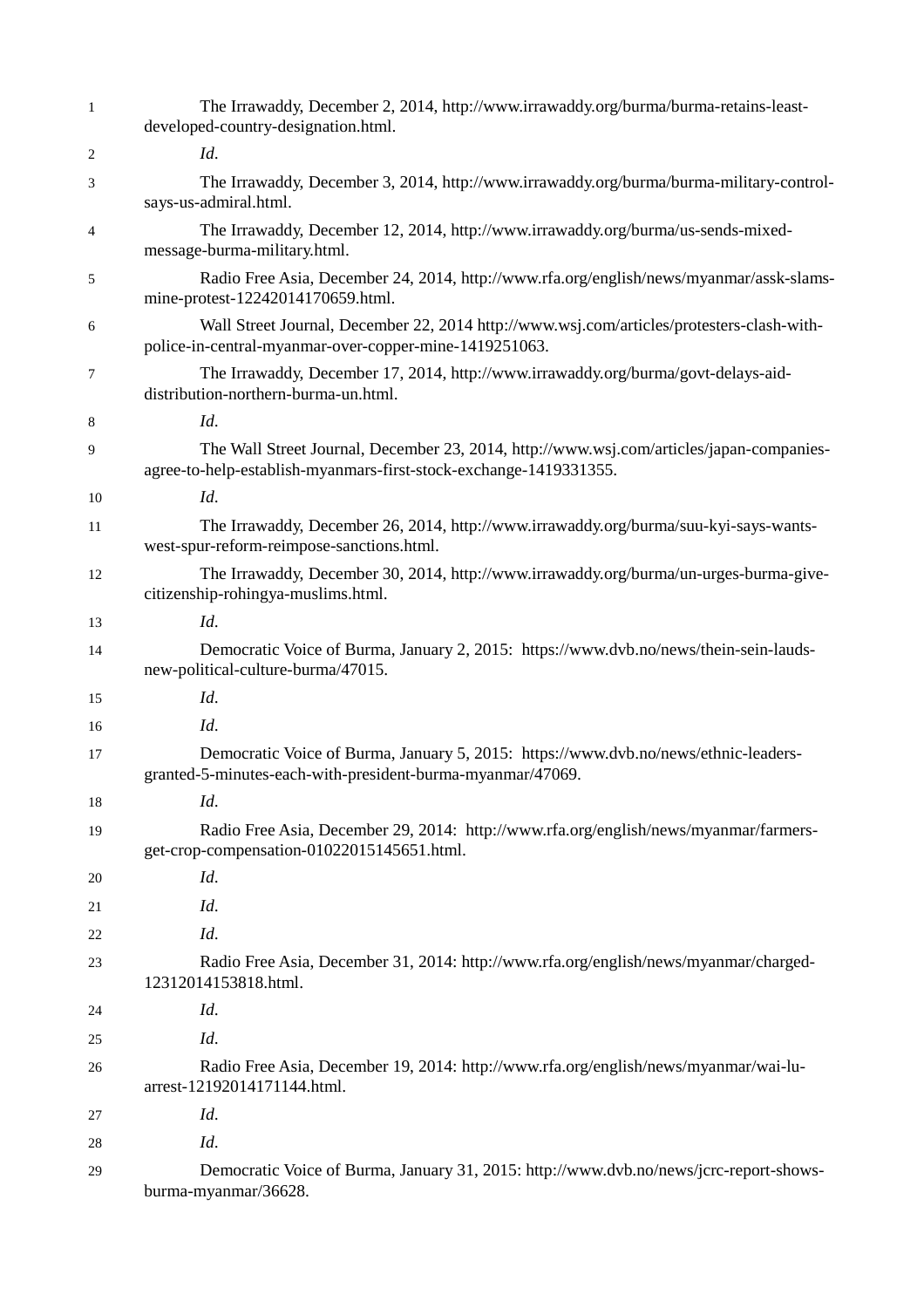1 The Irrawaddy, December 2, 2014, http://www.irrawaddy.org/burma/burma-retains-least-developed-country-designation.html.

2 *Id*.

3 The Irrawaddy, December 3, 2014, http://www.irrawaddy.org/burma/burma-military-control-says-us-admiral.html.

4 The Irrawaddy, December 12, 2014, http://www.irrawaddy.org/burma/us-sends-mixed-message-burma-military.html.

5 Radio Free Asia, December 24, 2014, http://www.rfa.org/english/news/myanmar/assk-slams-mine-protest-12242014170659.html.

6 Wall Street Journal, December 22, 2014 http://www.wsj.com/articles/protesters-clash-with-police-in-central-myanmar-over-copper-mine-1419251063.

7 The Irrawaddy, December 17, 2014, http://www.irrawaddy.org/burma/govt-delays-aid-distribution-northern-burma-un.html.

8 *Id*.

9 The Wall Street Journal, December 23, 2014, http://www.wsj.com/articles/japan-companies-agree-to-help-establish-myanmars-first-stock-exchange-1419331355.

10 *Id*.

11 The Irrawaddy, December 26, 2014, http://www.irrawaddy.org/burma/suu-kyi-says-wants-west-spur-reform-reimpose-sanctions.html.

12 The Irrawaddy, December 30, 2014, http://www.irrawaddy.org/burma/un-urges-burma-give-citizenship-rohingya-muslims.html.

13 *Id*.

14 Democratic Voice of Burma, January 2, 2015: https://www.dvb.no/news/thein-sein-lauds-new-political-culture-burma/47015.

15 *Id*.

16 *Id*.

17 Democratic Voice of Burma, January 5, 2015: https://www.dvb.no/news/ethnic-leaders-granted-5-minutes-each-with-president-burma-myanmar/47069.

18 *Id*.

19 Radio Free Asia, December 29, 2014: http://www.rfa.org/english/news/myanmar/farmers-get-crop-compensation-01022015145651.html.

20 *Id*.

21 *Id*.

22 *Id*.

23 Radio Free Asia, December 31, 2014: http://www.rfa.org/english/news/myanmar/charged-12312014153818.html.

24 *Id*.

25 *Id*.

26 Radio Free Asia, December 19, 2014: http://www.rfa.org/english/news/myanmar/wai-lu-arrest-12192014171144.html.

27 *Id*.

28 *Id*.

29 Democratic Voice of Burma, January 31, 2015: http://www.dvb.no/news/jcrc-report-shows-burma-myanmar/36628.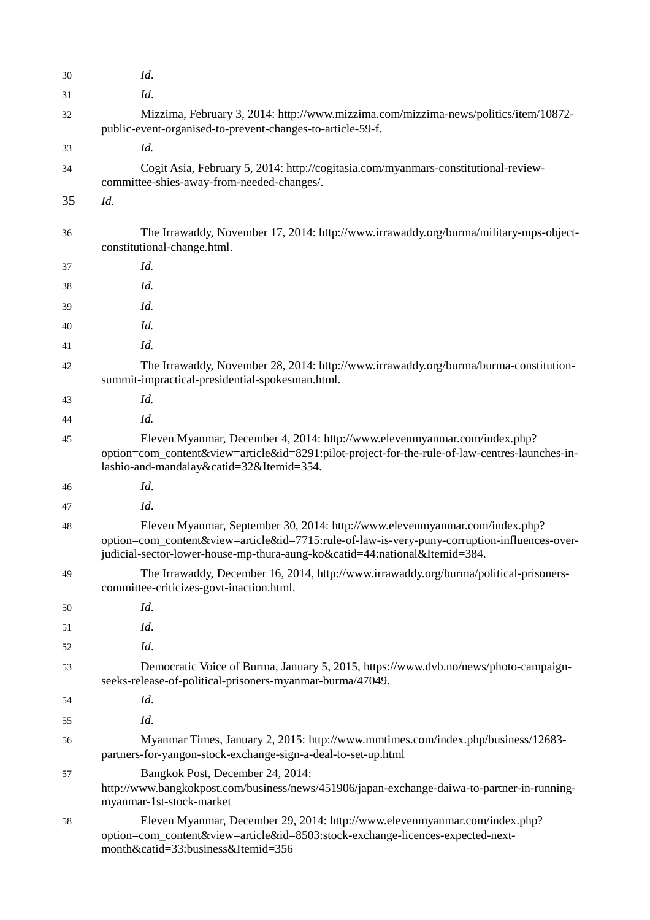30 *Id*.

31 *Id*.

32 Mizzima, February 3, 2014: http://www.mizzima.com/mizzima-news/politics/item/10872-public-event-organised-to-prevent-changes-to-article-59-f.

33 *Id.*

34 Cogit Asia, February 5, 2014: http://cogitasia.com/myanmars-constitutional-review-committee-shies-away-from-needed-changes/.

35 *Id.*

36 The Irrawaddy, November 17, 2014: http://www.irrawaddy.org/burma/military-mps-object-constitutional-change.html.

37 *Id.*

38 *Id.*

39 *Id.*

40 *Id.*

41 *Id.*

42 The Irrawaddy, November 28, 2014: http://www.irrawaddy.org/burma/burma-constitution-summit-impractical-presidential-spokesman.html.

43 *Id.*

44 *Id.*

45 Eleven Myanmar, December 4, 2014: http://www.elevenmyanmar.com/index.php?option=com_content&view=article&id=8291:pilot-project-for-the-rule-of-law-centres-launches-in-lashio-and-mandalay&catid=32&Itemid=354.

46 *Id*.

47 *Id*.

48 Eleven Myanmar, September 30, 2014: http://www.elevenmyanmar.com/index.php?option=com_content&view=article&id=7715:rule-of-law-is-very-puny-corruption-influences-over-judicial-sector-lower-house-mp-thura-aung-ko&catid=44:national&Itemid=384.

49 The Irrawaddy, December 16, 2014, http://www.irrawaddy.org/burma/political-prisoners-committee-criticizes-govt-inaction.html.

50 *Id*.

51 *Id*.

52 *Id*.

53 Democratic Voice of Burma, January 5, 2015, https://www.dvb.no/news/photo-campaign-seeks-release-of-political-prisoners-myanmar-burma/47049.

54 *Id*.

55 *Id*.

56 Myanmar Times, January 2, 2015: http://www.mmtimes.com/index.php/business/12683-partners-for-yangon-stock-exchange-sign-a-deal-to-set-up.html

57 Bangkok Post, December 24, 2014: http://www.bangkokpost.com/business/news/451906/japan-exchange-daiwa-to-partner-in-running-myanmar-1st-stock-market

58 Eleven Myanmar, December 29, 2014: http://www.elevenmyanmar.com/index.php?option=com_content&view=article&id=8503:stock-exchange-licences-expected-next-month&catid=33:business&Itemid=356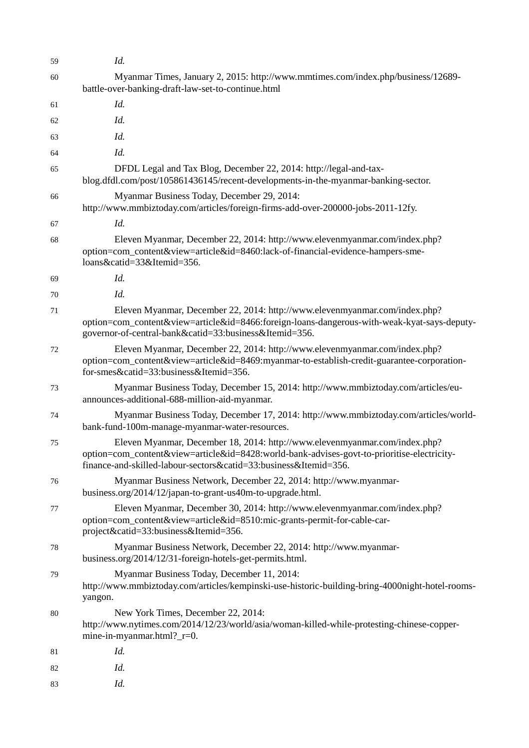59 *Id.*

60 Myanmar Times, January 2, 2015: http://www.mmtimes.com/index.php/business/12689-battle-over-banking-draft-law-set-to-continue.html

61 *Id.*

62 *Id.*

63 *Id.*

64 *Id.*

65 DFDL Legal and Tax Blog, December 22, 2014: http://legal-and-tax-blog.dfdl.com/post/105861436145/recent-developments-in-the-myanmar-banking-sector.

66 Myanmar Business Today, December 29, 2014: http://www.mmbiztoday.com/articles/foreign-firms-add-over-200000-jobs-2011-12fy.

67 *Id.*

68 Eleven Myanmar, December 22, 2014: http://www.elevenmyanmar.com/index.php?option=com_content&view=article&id=8460:lack-of-financial-evidence-hampers-sme-loans&catid=33&Itemid=356.

69 *Id.*

70 *Id.*

71 Eleven Myanmar, December 22, 2014: http://www.elevenmyanmar.com/index.php?option=com_content&view=article&id=8466:foreign-loans-dangerous-with-weak-kyat-says-deputy-governor-of-central-bank&catid=33:business&Itemid=356.

72 Eleven Myanmar, December 22, 2014: http://www.elevenmyanmar.com/index.php?option=com_content&view=article&id=8469:myanmar-to-establish-credit-guarantee-corporation-for-smes&catid=33:business&Itemid=356.

73 Myanmar Business Today, December 15, 2014: http://www.mmbiztoday.com/articles/eu-announces-additional-688-million-aid-myanmar.

74 Myanmar Business Today, December 17, 2014: http://www.mmbiztoday.com/articles/world-bank-fund-100m-manage-myanmar-water-resources.

75 Eleven Myanmar, December 18, 2014: http://www.elevenmyanmar.com/index.php?option=com_content&view=article&id=8428:world-bank-advises-govt-to-prioritise-electricity-finance-and-skilled-labour-sectors&catid=33:business&Itemid=356.

76 Myanmar Business Network, December 22, 2014: http://www.myanmar-business.org/2014/12/japan-to-grant-us40m-to-upgrade.html.

77 Eleven Myanmar, December 30, 2014: http://www.elevenmyanmar.com/index.php?option=com_content&view=article&id=8510:mic-grants-permit-for-cable-car-project&catid=33:business&Itemid=356.

78 Myanmar Business Network, December 22, 2014: http://www.myanmar-business.org/2014/12/31-foreign-hotels-get-permits.html.

79 Myanmar Business Today, December 11, 2014: http://www.mmbiztoday.com/articles/kempinski-use-historic-building-bring-4000night-hotel-rooms-yangon.

80 New York Times, December 22, 2014: http://www.nytimes.com/2014/12/23/world/asia/woman-killed-while-protesting-chinese-copper-mine-in-myanmar.html?_r=0.

81 *Id.*

82 *Id.*

83 *Id.*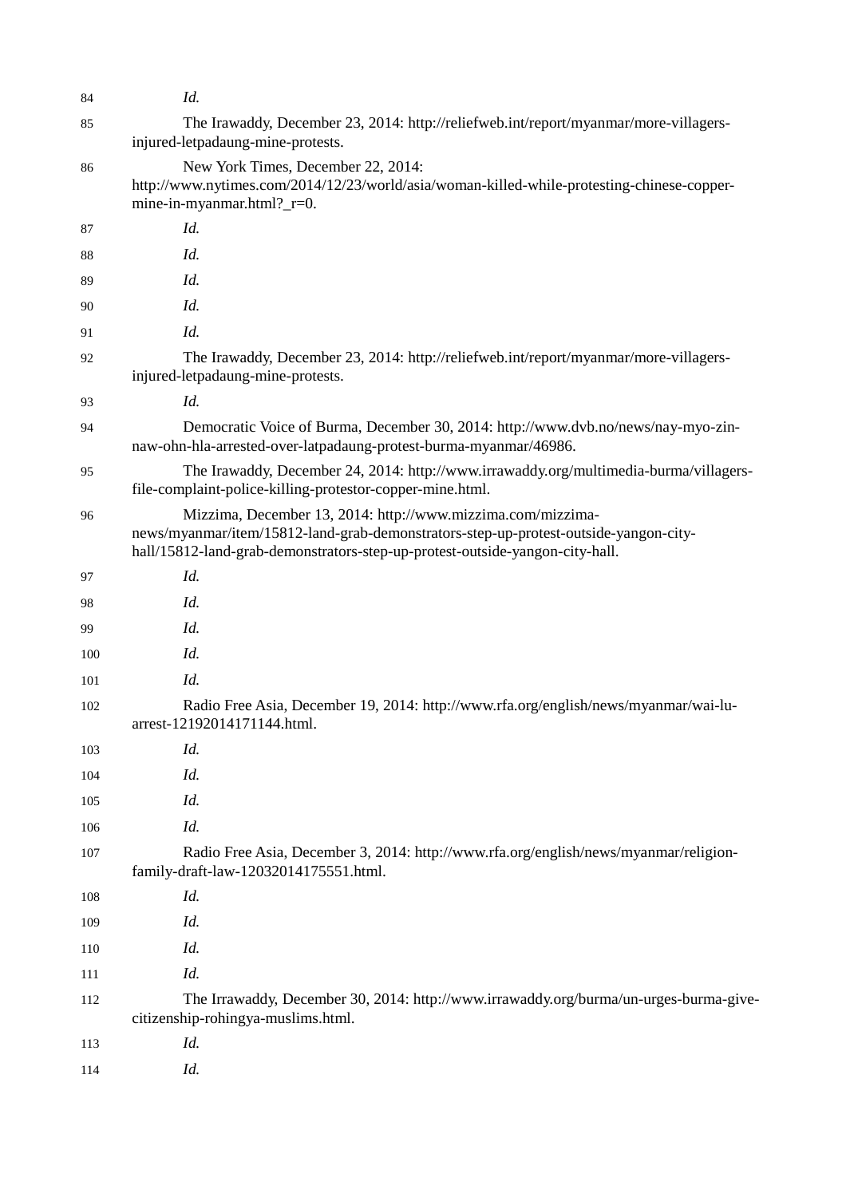84 *Id.*

85 The Irawaddy, December 23, 2014: http://reliefweb.int/report/myanmar/more-villagers-injured-letpadaung-mine-protests.

86 New York Times, December 22, 2014: http://www.nytimes.com/2014/12/23/world/asia/woman-killed-while-protesting-chinese-copper-mine-in-myanmar.html?_r=0.

87 *Id.*

88 *Id.*

89 *Id.*

90 *Id.*

91 *Id.*

92 The Irawaddy, December 23, 2014: http://reliefweb.int/report/myanmar/more-villagers-injured-letpadaung-mine-protests.

93 *Id.*

94 Democratic Voice of Burma, December 30, 2014: http://www.dvb.no/news/nay-myo-zin-naw-ohn-hla-arrested-over-latpadaung-protest-burma-myanmar/46986.

95 The Irawaddy, December 24, 2014: http://www.irrawaddy.org/multimedia-burma/villagers-file-complaint-police-killing-protestor-copper-mine.html.

96 Mizzima, December 13, 2014: http://www.mizzima.com/mizzima-news/myanmar/item/15812-land-grab-demonstrators-step-up-protest-outside-yangon-city-hall/15812-land-grab-demonstrators-step-up-protest-outside-yangon-city-hall.

97 *Id.*

98 *Id.*

99 *Id.*

100 *Id.*

101 *Id.*

102 Radio Free Asia, December 19, 2014: http://www.rfa.org/english/news/myanmar/wai-lu-arrest-12192014171144.html.

103 *Id.*

104 *Id.*

105 *Id.*

106 *Id.*

107 Radio Free Asia, December 3, 2014: http://www.rfa.org/english/news/myanmar/religion-family-draft-law-12032014175551.html.

108 *Id.*

109 *Id.*

110 *Id.*

111 *Id.*

112 The Irrawaddy, December 30, 2014: http://www.irrawaddy.org/burma/un-urges-burma-give-citizenship-rohingya-muslims.html.

113 *Id.*

114 *Id.*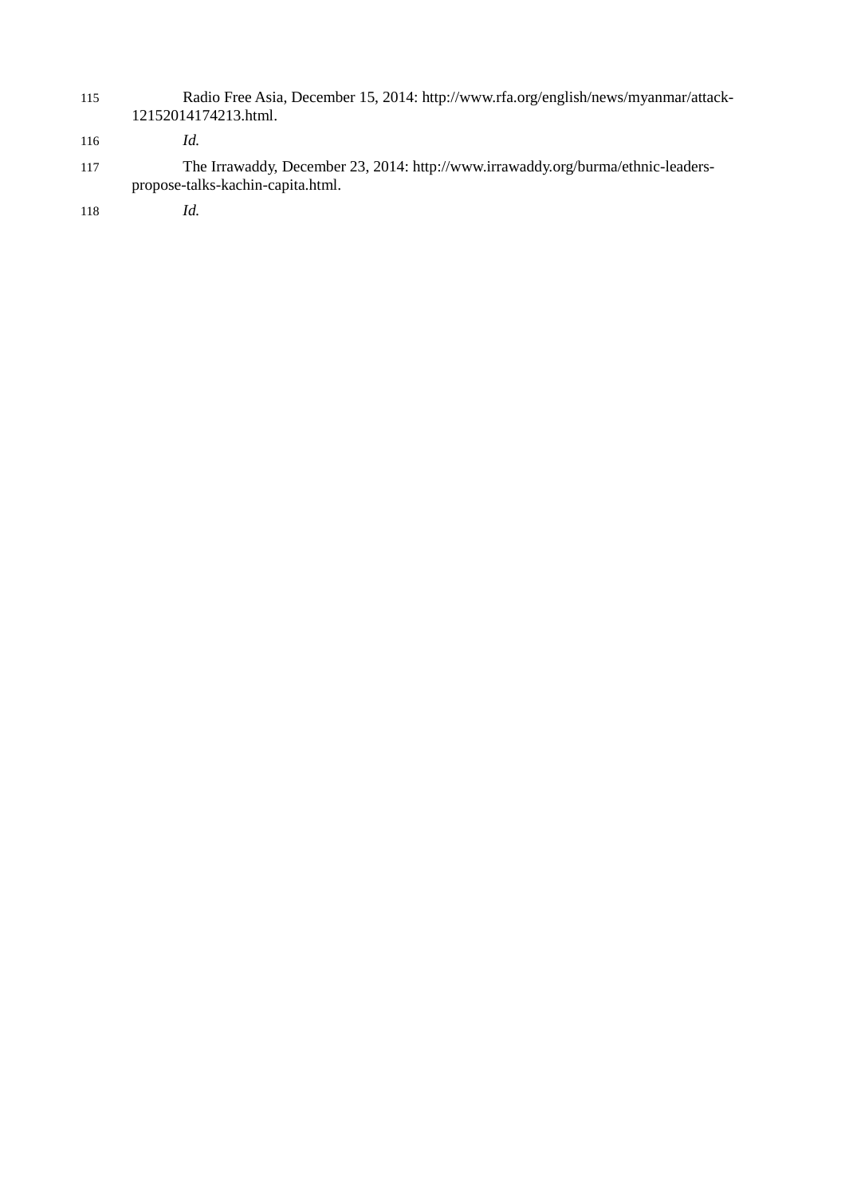115 Radio Free Asia, December 15, 2014: http://www.rfa.org/english/news/myanmar/attack-12152014174213.html.

116 *Id.*

117 The Irrawaddy, December 23, 2014: http://www.irrawaddy.org/burma/ethnic-leaders-propose-talks-kachin-capita.html.

118 *Id.*